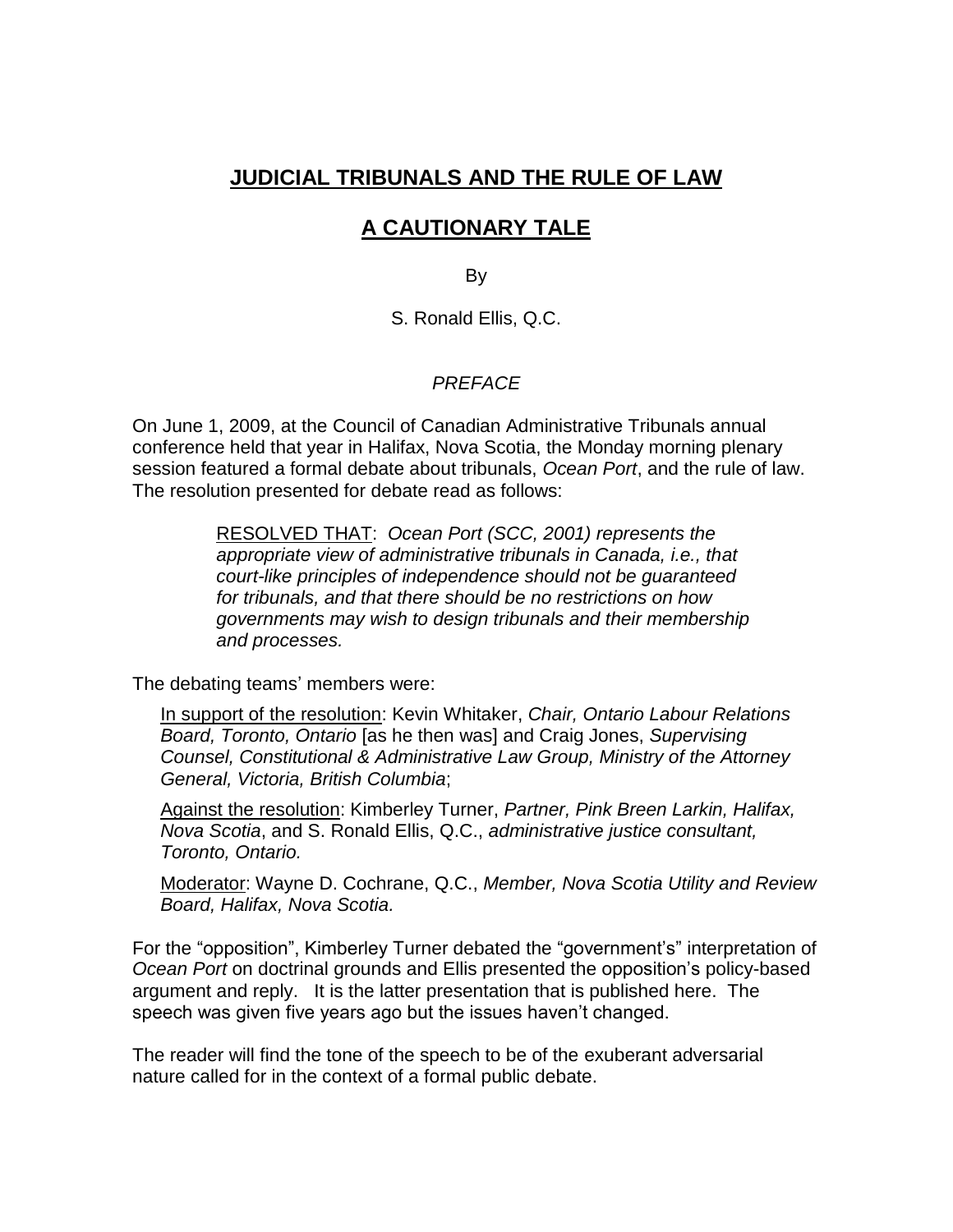# **JUDICIAL TRIBUNALS AND THE RULE OF LAW**

## **A CAUTIONARY TALE**

By

S. Ronald Ellis, Q.C.

### *PREFACE*

On June 1, 2009, at the Council of Canadian Administrative Tribunals annual conference held that year in Halifax, Nova Scotia, the Monday morning plenary session featured a formal debate about tribunals, *Ocean Port*, and the rule of law. The resolution presented for debate read as follows:

> RESOLVED THAT: *Ocean Port (SCC, 2001) represents the appropriate view of administrative tribunals in Canada, i.e., that court-like principles of independence should not be guaranteed for tribunals, and that there should be no restrictions on how governments may wish to design tribunals and their membership and processes.*

The debating teams' members were:

In support of the resolution: Kevin Whitaker, *Chair, Ontario Labour Relations Board, Toronto, Ontario* [as he then was] and Craig Jones, *Supervising Counsel, Constitutional & Administrative Law Group, Ministry of the Attorney General, Victoria, British Columbia*;

Against the resolution: Kimberley Turner, *Partner, Pink Breen Larkin, Halifax, Nova Scotia*, and S. Ronald Ellis, Q.C., *administrative justice consultant, Toronto, Ontario.*

Moderator: Wayne D. Cochrane, Q.C., *Member, Nova Scotia Utility and Review Board, Halifax, Nova Scotia.*

For the "opposition", Kimberley Turner debated the "government's" interpretation of *Ocean Port* on doctrinal grounds and Ellis presented the opposition's policy-based argument and reply. It is the latter presentation that is published here. The speech was given five years ago but the issues haven't changed.

The reader will find the tone of the speech to be of the exuberant adversarial nature called for in the context of a formal public debate.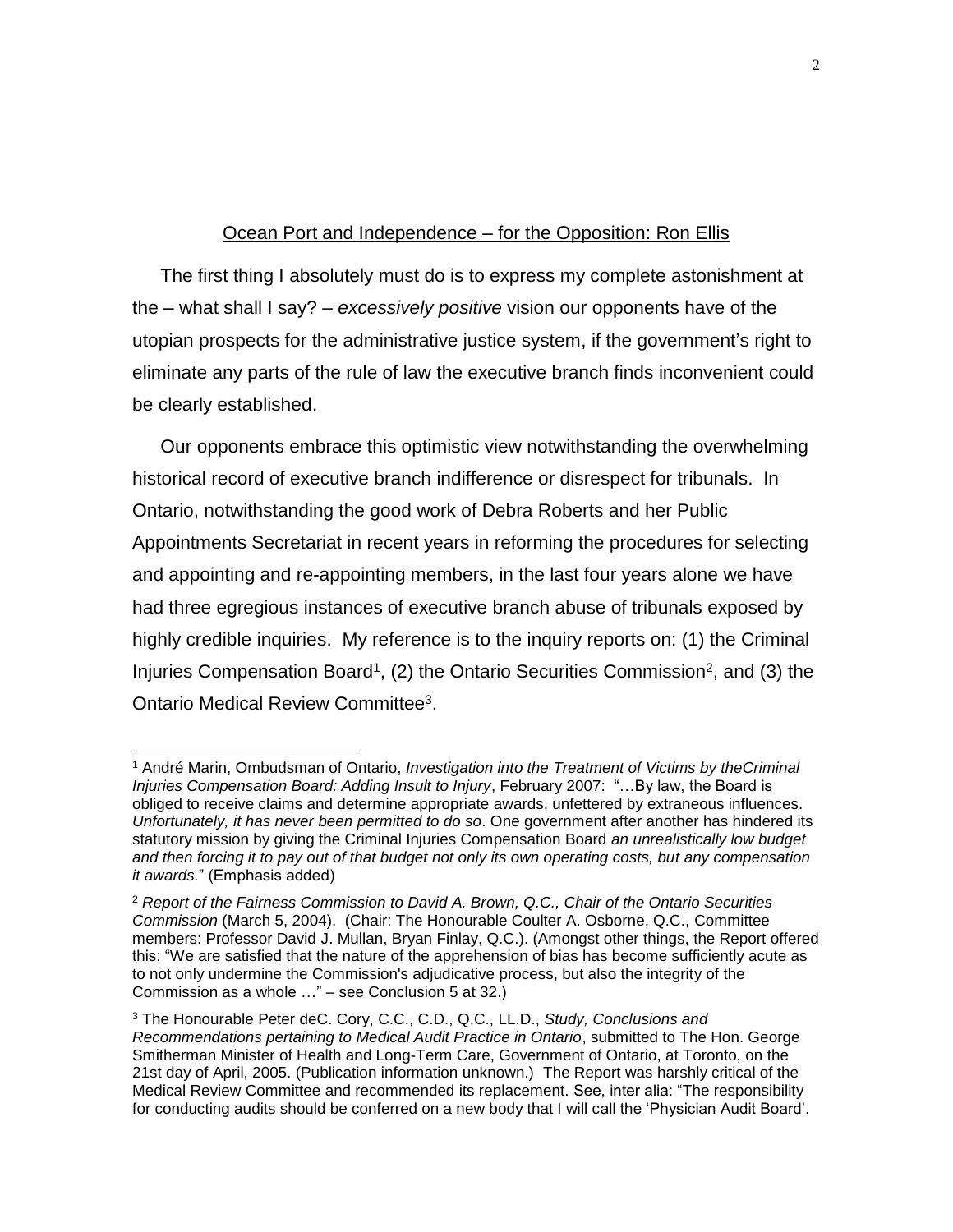## Ocean Port and Independence – for the Opposition: Ron Ellis

The first thing I absolutely must do is to express my complete astonishment at the – what shall I say? – *excessively positive* vision our opponents have of the utopian prospects for the administrative justice system, if the government's right to eliminate any parts of the rule of law the executive branch finds inconvenient could be clearly established.

Our opponents embrace this optimistic view notwithstanding the overwhelming historical record of executive branch indifference or disrespect for tribunals. In Ontario, notwithstanding the good work of Debra Roberts and her Public Appointments Secretariat in recent years in reforming the procedures for selecting and appointing and re-appointing members, in the last four years alone we have had three egregious instances of executive branch abuse of tribunals exposed by highly credible inquiries. My reference is to the inquiry reports on: (1) the Criminal Injuries Compensation Board[1], (2) the Ontario Securities Commission[2], and (3) the Ontario Medical Review Committee[3].

---

[1] André Marin, Ombudsman of Ontario, *Investigation into the Treatment of Victims by theCriminal Injuries Compensation Board: Adding Insult to Injury*, February 2007: "…By law, the Board is obliged to receive claims and determine appropriate awards, unfettered by extraneous influences. *Unfortunately, it has never been permitted to do so*. One government after another has hindered its statutory mission by giving the Criminal Injuries Compensation Board *an unrealistically low budget and then forcing it to pay out of that budget not only its own operating costs, but any compensation it awards.*" (Emphasis added)

[2] *Report of the Fairness Commission to David A. Brown, Q.C., Chair of the Ontario Securities Commission* (March 5, 2004). (Chair: The Honourable Coulter A. Osborne, Q.C., Committee members: Professor David J. Mullan, Bryan Finlay, Q.C.). (Amongst other things, the Report offered this: "We are satisfied that the nature of the apprehension of bias has become sufficiently acute as to not only undermine the Commission's adjudicative process, but also the integrity of the Commission as a whole …" – see Conclusion 5 at 32.)

[3] The Honourable Peter deC. Cory, C.C., C.D., Q.C., LL.D., *Study, Conclusions and Recommendations pertaining to Medical Audit Practice in Ontario*, submitted to The Hon. George Smitherman Minister of Health and Long-Term Care, Government of Ontario, at Toronto, on the 21st day of April, 2005. (Publication information unknown.) The Report was harshly critical of the Medical Review Committee and recommended its replacement. See, inter alia: "The responsibility for conducting audits should be conferred on a new body that I will call the 'Physician Audit Board'.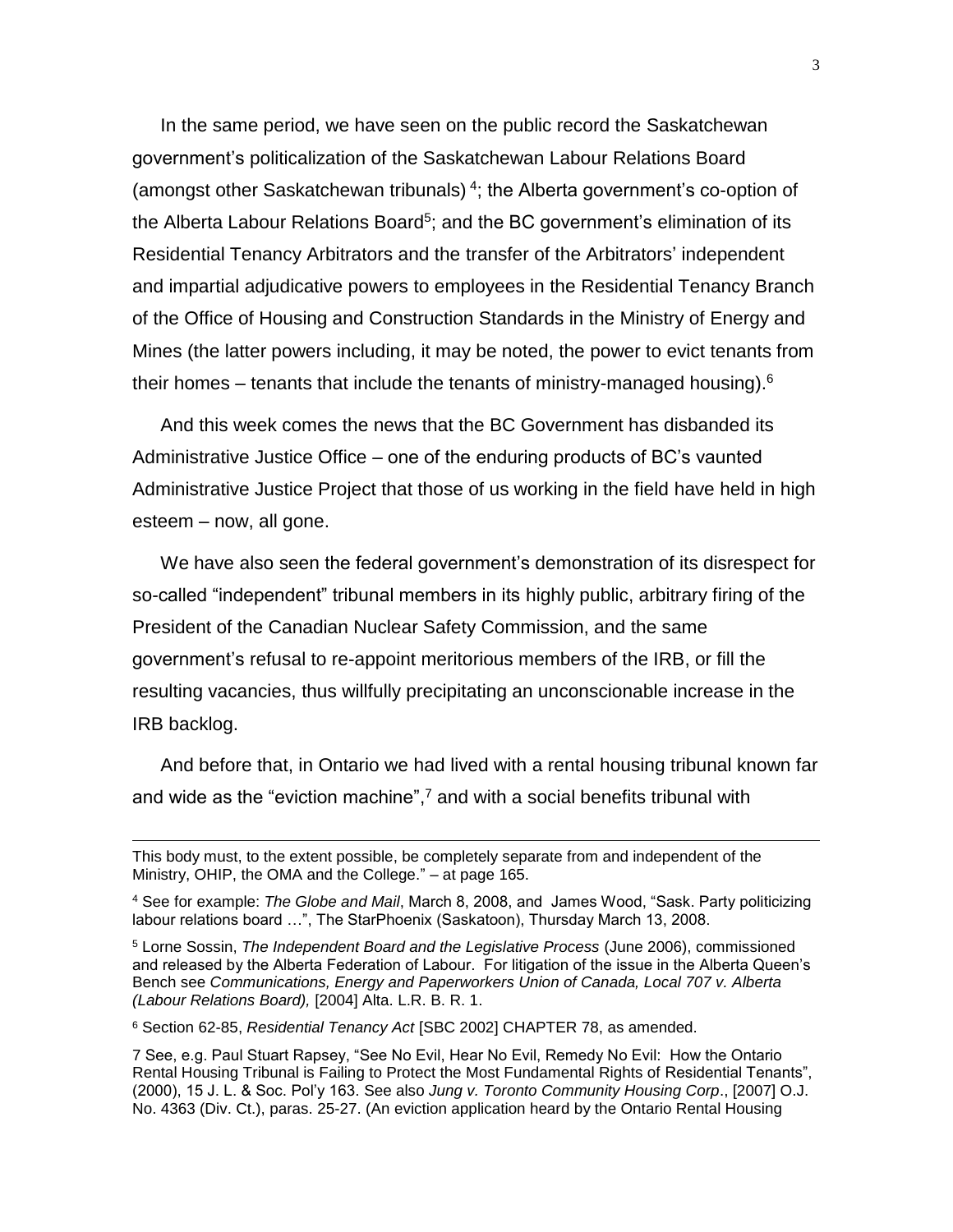In the same period, we have seen on the public record the Saskatchewan government's politicalization of the Saskatchewan Labour Relations Board (amongst other Saskatchewan tribunals) [4]; the Alberta government's co-option of the Alberta Labour Relations Board[5]; and the BC government's elimination of its Residential Tenancy Arbitrators and the transfer of the Arbitrators' independent and impartial adjudicative powers to employees in the Residential Tenancy Branch of the Office of Housing and Construction Standards in the Ministry of Energy and Mines (the latter powers including, it may be noted, the power to evict tenants from their homes – tenants that include the tenants of ministry-managed housing).[6]

And this week comes the news that the BC Government has disbanded its Administrative Justice Office – one of the enduring products of BC's vaunted Administrative Justice Project that those of us working in the field have held in high esteem – now, all gone.

We have also seen the federal government's demonstration of its disrespect for so-called "independent" tribunal members in its highly public, arbitrary firing of the President of the Canadian Nuclear Safety Commission, and the same government's refusal to re-appoint meritorious members of the IRB, or fill the resulting vacancies, thus willfully precipitating an unconscionable increase in the IRB backlog.

And before that, in Ontario we had lived with a rental housing tribunal known far and wide as the "eviction machine",[7] and with a social benefits tribunal with

---

This body must, to the extent possible, be completely separate from and independent of the Ministry, OHIP, the OMA and the College." – at page 165.

[4] See for example: *The Globe and Mail*, March 8, 2008, and James Wood, "Sask. Party politicizing labour relations board …", The StarPhoenix (Saskatoon), Thursday March 13, 2008.

[5] Lorne Sossin, *The Independent Board and the Legislative Process* (June 2006), commissioned and released by the Alberta Federation of Labour. For litigation of the issue in the Alberta Queen's Bench see *Communications, Energy and Paperworkers Union of Canada, Local 707 v. Alberta (Labour Relations Board),* [2004] Alta. L.R. B. R. 1.

[6] Section 62-85, *Residential Tenancy Act* [SBC 2002] CHAPTER 78, as amended.

[7] See, e.g. Paul Stuart Rapsey, "See No Evil, Hear No Evil, Remedy No Evil: How the Ontario Rental Housing Tribunal is Failing to Protect the Most Fundamental Rights of Residential Tenants", (2000), 15 J. L. & Soc. Pol'y 163. See also *Jung v. Toronto Community Housing Corp*., [2007] O.J. No. 4363 (Div. Ct.), paras. 25-27. (An eviction application heard by the Ontario Rental Housing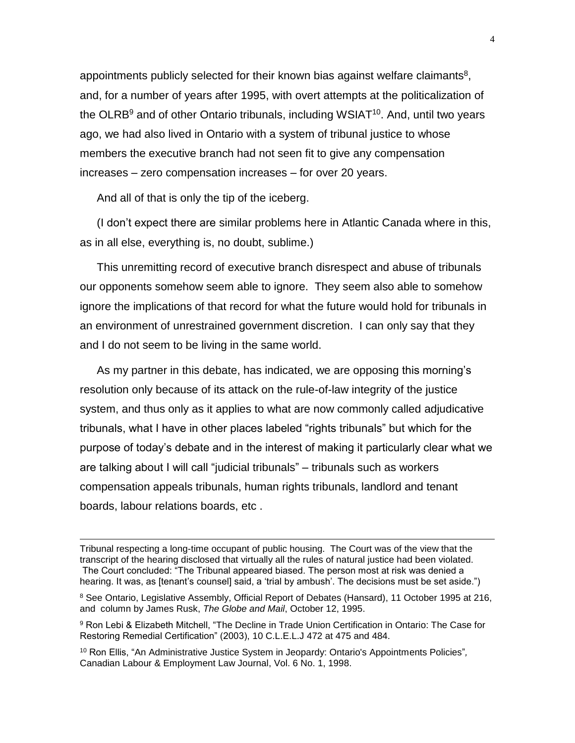appointments publicly selected for their known bias against welfare claimants[8], and, for a number of years after 1995, with overt attempts at the politicalization of the OLRB[9] and of other Ontario tribunals, including WSIAT[10]. And, until two years ago, we had also lived in Ontario with a system of tribunal justice to whose members the executive branch had not seen fit to give any compensation increases – zero compensation increases – for over 20 years.

And all of that is only the tip of the iceberg.

(I don't expect there are similar problems here in Atlantic Canada where in this, as in all else, everything is, no doubt, sublime.)

This unremitting record of executive branch disrespect and abuse of tribunals our opponents somehow seem able to ignore. They seem also able to somehow ignore the implications of that record for what the future would hold for tribunals in an environment of unrestrained government discretion. I can only say that they and I do not seem to be living in the same world.

As my partner in this debate, has indicated, we are opposing this morning's resolution only because of its attack on the rule-of-law integrity of the justice system, and thus only as it applies to what are now commonly called adjudicative tribunals, what I have in other places labeled "rights tribunals" but which for the purpose of today's debate and in the interest of making it particularly clear what we are talking about I will call "judicial tribunals" – tribunals such as workers compensation appeals tribunals, human rights tribunals, landlord and tenant boards, labour relations boards, etc .

---

Tribunal respecting a long-time occupant of public housing. The Court was of the view that the transcript of the hearing disclosed that virtually all the rules of natural justice had been violated. The Court concluded: "The Tribunal appeared biased. The person most at risk was denied a hearing. It was, as [tenant's counsel] said, a 'trial by ambush'. The decisions must be set aside.")

[8] See Ontario, Legislative Assembly, Official Report of Debates (Hansard), 11 October 1995 at 216, and column by James Rusk, *The Globe and Mail*, October 12, 1995.

[9] Ron Lebi & Elizabeth Mitchell, "The Decline in Trade Union Certification in Ontario: The Case for Restoring Remedial Certification" (2003), 10 C.L.E.L.J 472 at 475 and 484.

[10] Ron Ellis, "An Administrative Justice System in Jeopardy: Ontario's Appointments Policies", Canadian Labour & Employment Law Journal, Vol. 6 No. 1, 1998.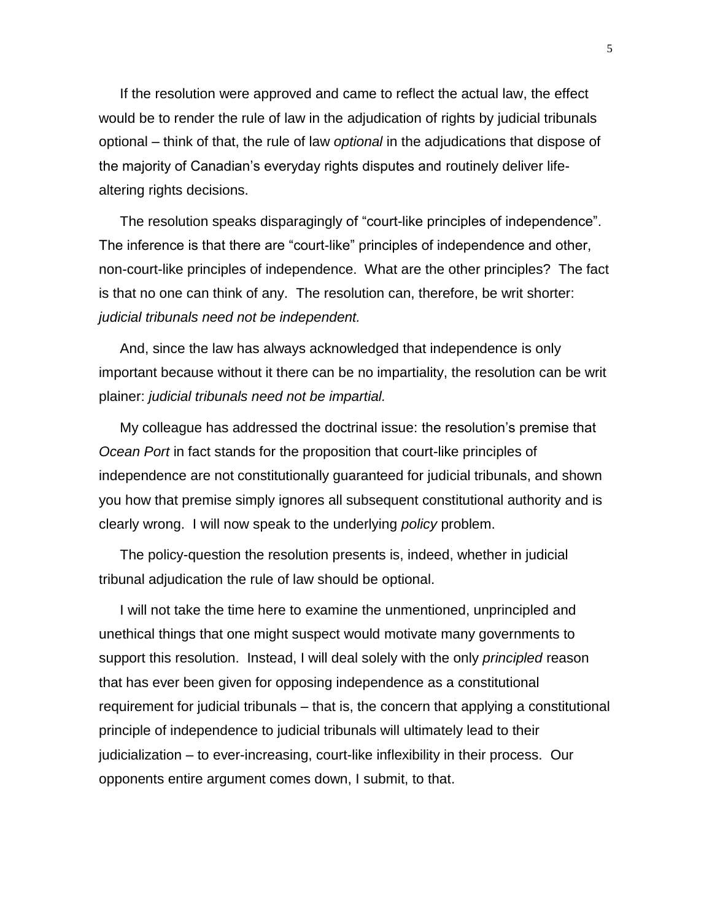If the resolution were approved and came to reflect the actual law, the effect would be to render the rule of law in the adjudication of rights by judicial tribunals optional – think of that, the rule of law *optional* in the adjudications that dispose of the majority of Canadian's everyday rights disputes and routinely deliver life-altering rights decisions.

The resolution speaks disparagingly of "court-like principles of independence". The inference is that there are "court-like" principles of independence and other, non-court-like principles of independence. What are the other principles? The fact is that no one can think of any. The resolution can, therefore, be writ shorter: *judicial tribunals need not be independent.*

And, since the law has always acknowledged that independence is only important because without it there can be no impartiality, the resolution can be writ plainer: *judicial tribunals need not be impartial.*

My colleague has addressed the doctrinal issue: the resolution's premise that *Ocean Port* in fact stands for the proposition that court-like principles of independence are not constitutionally guaranteed for judicial tribunals, and shown you how that premise simply ignores all subsequent constitutional authority and is clearly wrong. I will now speak to the underlying *policy* problem.

The policy-question the resolution presents is, indeed, whether in judicial tribunal adjudication the rule of law should be optional.

I will not take the time here to examine the unmentioned, unprincipled and unethical things that one might suspect would motivate many governments to support this resolution. Instead, I will deal solely with the only *principled* reason that has ever been given for opposing independence as a constitutional requirement for judicial tribunals – that is, the concern that applying a constitutional principle of independence to judicial tribunals will ultimately lead to their judicialization – to ever-increasing, court-like inflexibility in their process. Our opponents entire argument comes down, I submit, to that.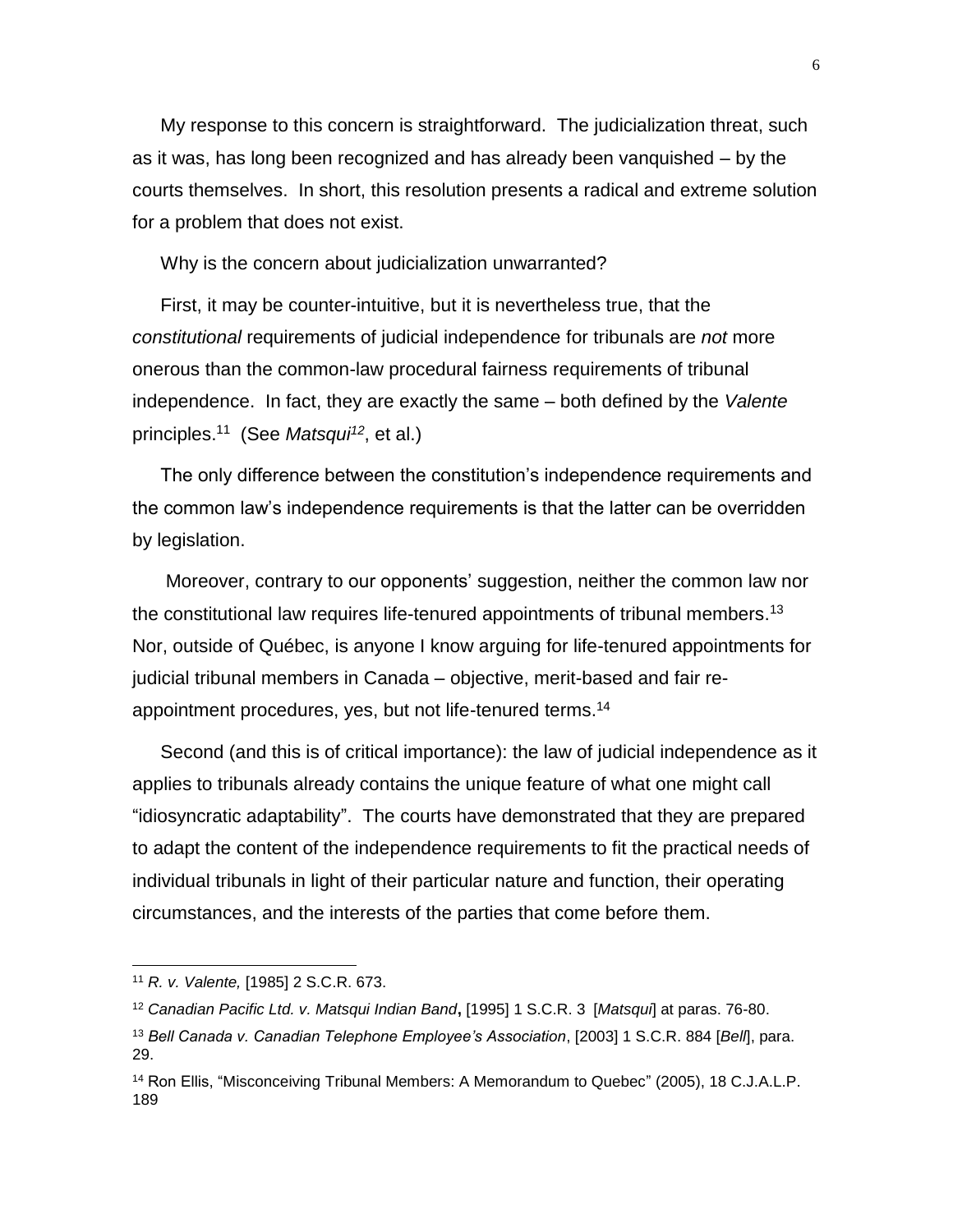My response to this concern is straightforward. The judicialization threat, such as it was, has long been recognized and has already been vanquished – by the courts themselves. In short, this resolution presents a radical and extreme solution for a problem that does not exist.

Why is the concern about judicialization unwarranted?

First, it may be counter-intuitive, but it is nevertheless true, that the *constitutional* requirements of judicial independence for tribunals are *not* more onerous than the common-law procedural fairness requirements of tribunal independence. In fact, they are exactly the same – both defined by the *Valente* principles.[11] (See *Matsqui*[12], et al.)

The only difference between the constitution's independence requirements and the common law's independence requirements is that the latter can be overridden by legislation.

Moreover, contrary to our opponents' suggestion, neither the common law nor the constitutional law requires life-tenured appointments of tribunal members.[13] Nor, outside of Québec, is anyone I know arguing for life-tenured appointments for judicial tribunal members in Canada – objective, merit-based and fair re-appointment procedures, yes, but not life-tenured terms.[14]

Second (and this is of critical importance): the law of judicial independence as it applies to tribunals already contains the unique feature of what one might call "idiosyncratic adaptability". The courts have demonstrated that they are prepared to adapt the content of the independence requirements to fit the practical needs of individual tribunals in light of their particular nature and function, their operating circumstances, and the interests of the parties that come before them.

---

[11] *R. v. Valente,* [1985] 2 S.C.R. 673.

[12] *Canadian Pacific Ltd. v. Matsqui Indian Band***,** [1995] 1 S.C.R. 3 [*Matsqui*] at paras. 76-80.

[13] *Bell Canada v. Canadian Telephone Employee's Association*, [2003] 1 S.C.R. 884 [*Bell*], para. 29.

[14] Ron Ellis, "Misconceiving Tribunal Members: A Memorandum to Quebec" (2005), 18 C.J.A.L.P. 189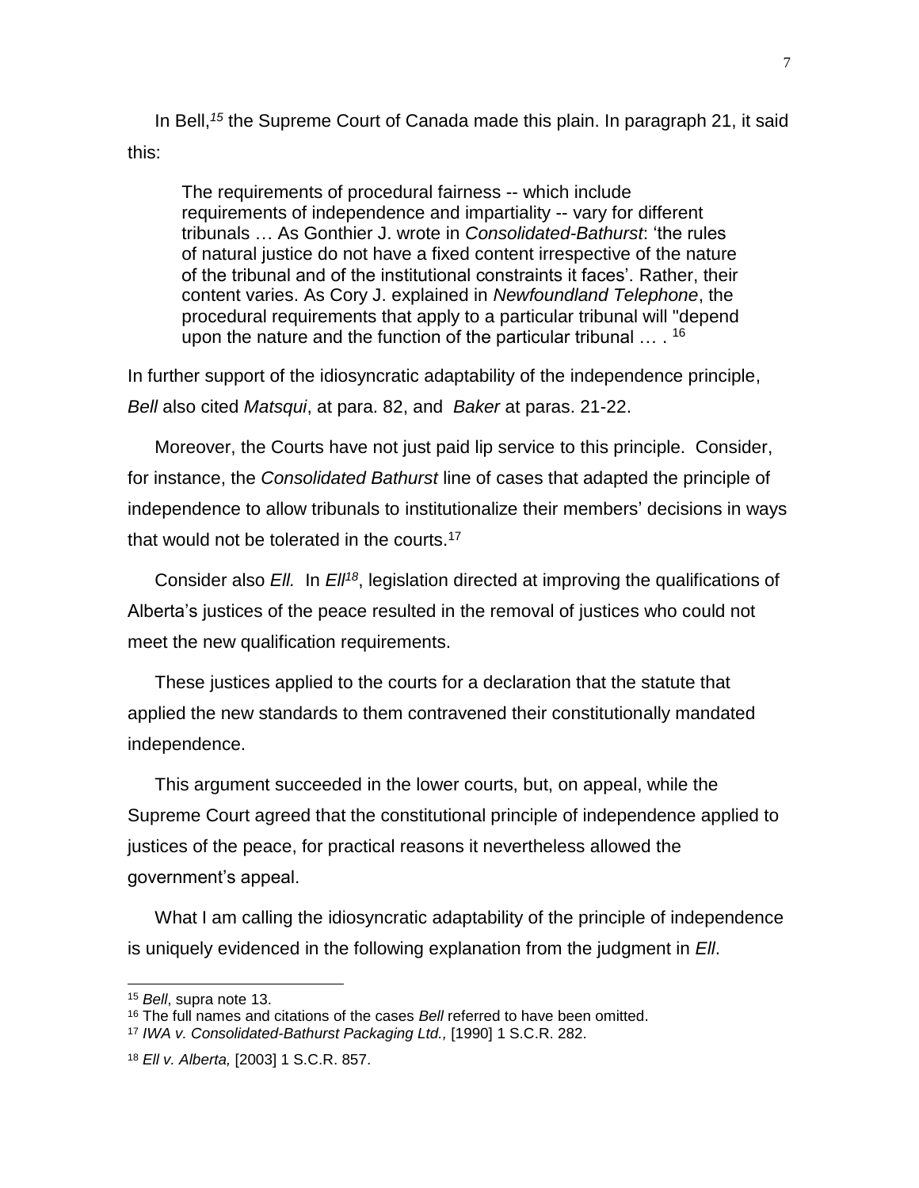In Bell,[15] the Supreme Court of Canada made this plain. In paragraph 21, it said this:

> The requirements of procedural fairness -- which include requirements of independence and impartiality -- vary for different tribunals … As Gonthier J. wrote in *Consolidated-Bathurst*: 'the rules of natural justice do not have a fixed content irrespective of the nature of the tribunal and of the institutional constraints it faces'. Rather, their content varies. As Cory J. explained in *Newfoundland Telephone*, the procedural requirements that apply to a particular tribunal will "depend upon the nature and the function of the particular tribunal … . [16]

In further support of the idiosyncratic adaptability of the independence principle, *Bell* also cited *Matsqui*, at para. 82, and *Baker* at paras. 21-22.

Moreover, the Courts have not just paid lip service to this principle. Consider, for instance, the *Consolidated Bathurst* line of cases that adapted the principle of independence to allow tribunals to institutionalize their members' decisions in ways that would not be tolerated in the courts.[17]

Consider also *Ell.* In *Ell*[18], legislation directed at improving the qualifications of Alberta's justices of the peace resulted in the removal of justices who could not meet the new qualification requirements.

These justices applied to the courts for a declaration that the statute that applied the new standards to them contravened their constitutionally mandated independence.

This argument succeeded in the lower courts, but, on appeal, while the Supreme Court agreed that the constitutional principle of independence applied to justices of the peace, for practical reasons it nevertheless allowed the government's appeal.

What I am calling the idiosyncratic adaptability of the principle of independence is uniquely evidenced in the following explanation from the judgment in *Ell*.

---

[15] *Bell*, supra note 13.

[16] The full names and citations of the cases *Bell* referred to have been omitted.

[17] *IWA v. Consolidated-Bathurst Packaging Ltd.,* [1990] 1 S.C.R. 282.

[18] *Ell v. Alberta,* [2003] 1 S.C.R. 857.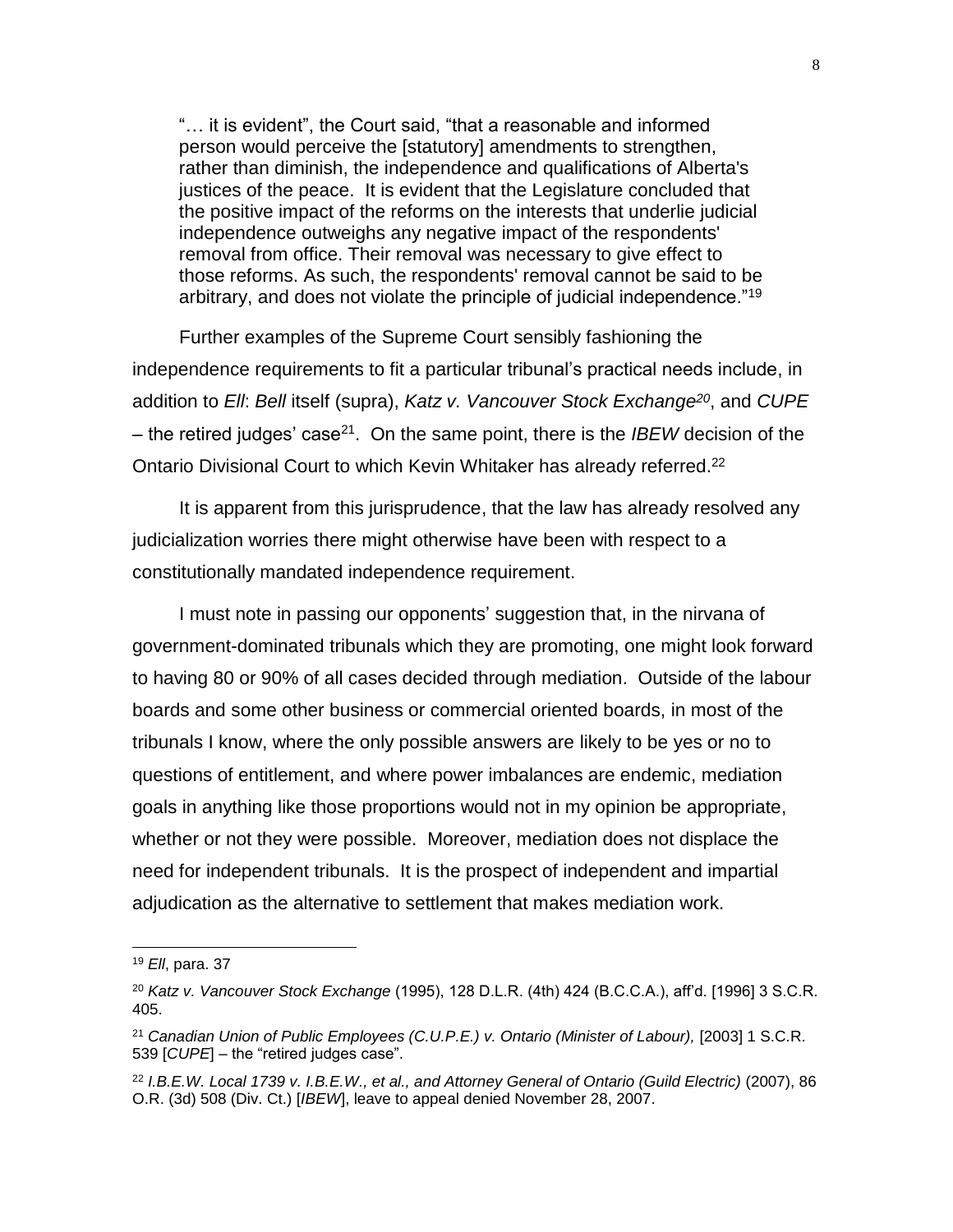> "… it is evident", the Court said, "that a reasonable and informed person would perceive the [statutory] amendments to strengthen, rather than diminish, the independence and qualifications of Alberta's justices of the peace. It is evident that the Legislature concluded that the positive impact of the reforms on the interests that underlie judicial independence outweighs any negative impact of the respondents' removal from office. Their removal was necessary to give effect to those reforms. As such, the respondents' removal cannot be said to be arbitrary, and does not violate the principle of judicial independence."[19]

Further examples of the Supreme Court sensibly fashioning the independence requirements to fit a particular tribunal's practical needs include, in addition to *Ell*: *Bell* itself (supra), *Katz v. Vancouver Stock Exchange*[20], and *CUPE* – the retired judges' case[21]. On the same point, there is the *IBEW* decision of the Ontario Divisional Court to which Kevin Whitaker has already referred.[22]

It is apparent from this jurisprudence, that the law has already resolved any judicialization worries there might otherwise have been with respect to a constitutionally mandated independence requirement.

I must note in passing our opponents' suggestion that, in the nirvana of government-dominated tribunals which they are promoting, one might look forward to having 80 or 90% of all cases decided through mediation. Outside of the labour boards and some other business or commercial oriented boards, in most of the tribunals I know, where the only possible answers are likely to be yes or no to questions of entitlement, and where power imbalances are endemic, mediation goals in anything like those proportions would not in my opinion be appropriate, whether or not they were possible. Moreover, mediation does not displace the need for independent tribunals. It is the prospect of independent and impartial adjudication as the alternative to settlement that makes mediation work.

---

[19] *Ell*, para. 37

[20] *Katz v. Vancouver Stock Exchange* (1995), 128 D.L.R. (4th) 424 (B.C.C.A.), aff'd. [1996] 3 S.C.R. 405.

[21] *Canadian Union of Public Employees (C.U.P.E.) v. Ontario (Minister of Labour),* [2003] 1 S.C.R. 539 [*CUPE*] – the "retired judges case".

[22] *I.B.E.W. Local 1739 v. I.B.E.W., et al., and Attorney General of Ontario (Guild Electric)* (2007), 86 O.R. (3d) 508 (Div. Ct.) [*IBEW*], leave to appeal denied November 28, 2007.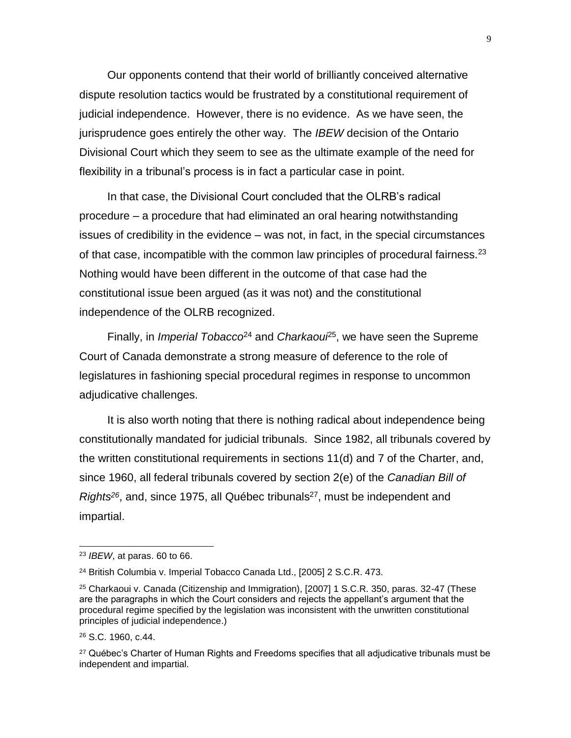Our opponents contend that their world of brilliantly conceived alternative dispute resolution tactics would be frustrated by a constitutional requirement of judicial independence. However, there is no evidence. As we have seen, the jurisprudence goes entirely the other way. The *IBEW* decision of the Ontario Divisional Court which they seem to see as the ultimate example of the need for flexibility in a tribunal's process is in fact a particular case in point.

In that case, the Divisional Court concluded that the OLRB's radical procedure – a procedure that had eliminated an oral hearing notwithstanding issues of credibility in the evidence – was not, in fact, in the special circumstances of that case, incompatible with the common law principles of procedural fairness.[23] Nothing would have been different in the outcome of that case had the constitutional issue been argued (as it was not) and the constitutional independence of the OLRB recognized.

Finally, in *Imperial Tobacco*[24] and *Charkaoui*[25], we have seen the Supreme Court of Canada demonstrate a strong measure of deference to the role of legislatures in fashioning special procedural regimes in response to uncommon adjudicative challenges.

It is also worth noting that there is nothing radical about independence being constitutionally mandated for judicial tribunals. Since 1982, all tribunals covered by the written constitutional requirements in sections 11(d) and 7 of the Charter, and, since 1960, all federal tribunals covered by section 2(e) of the *Canadian Bill of Rights*[26], and, since 1975, all Québec tribunals[27], must be independent and impartial.

---

[23] *IBEW*, at paras. 60 to 66.

[24] British Columbia v. Imperial Tobacco Canada Ltd., [2005] 2 S.C.R. 473.

[25] Charkaoui v. Canada (Citizenship and Immigration), [2007] 1 S.C.R. 350, paras. 32-47 (These are the paragraphs in which the Court considers and rejects the appellant's argument that the procedural regime specified by the legislation was inconsistent with the unwritten constitutional principles of judicial independence.)

[26] S.C. 1960, c.44.

[27] Québec's Charter of Human Rights and Freedoms specifies that all adjudicative tribunals must be independent and impartial.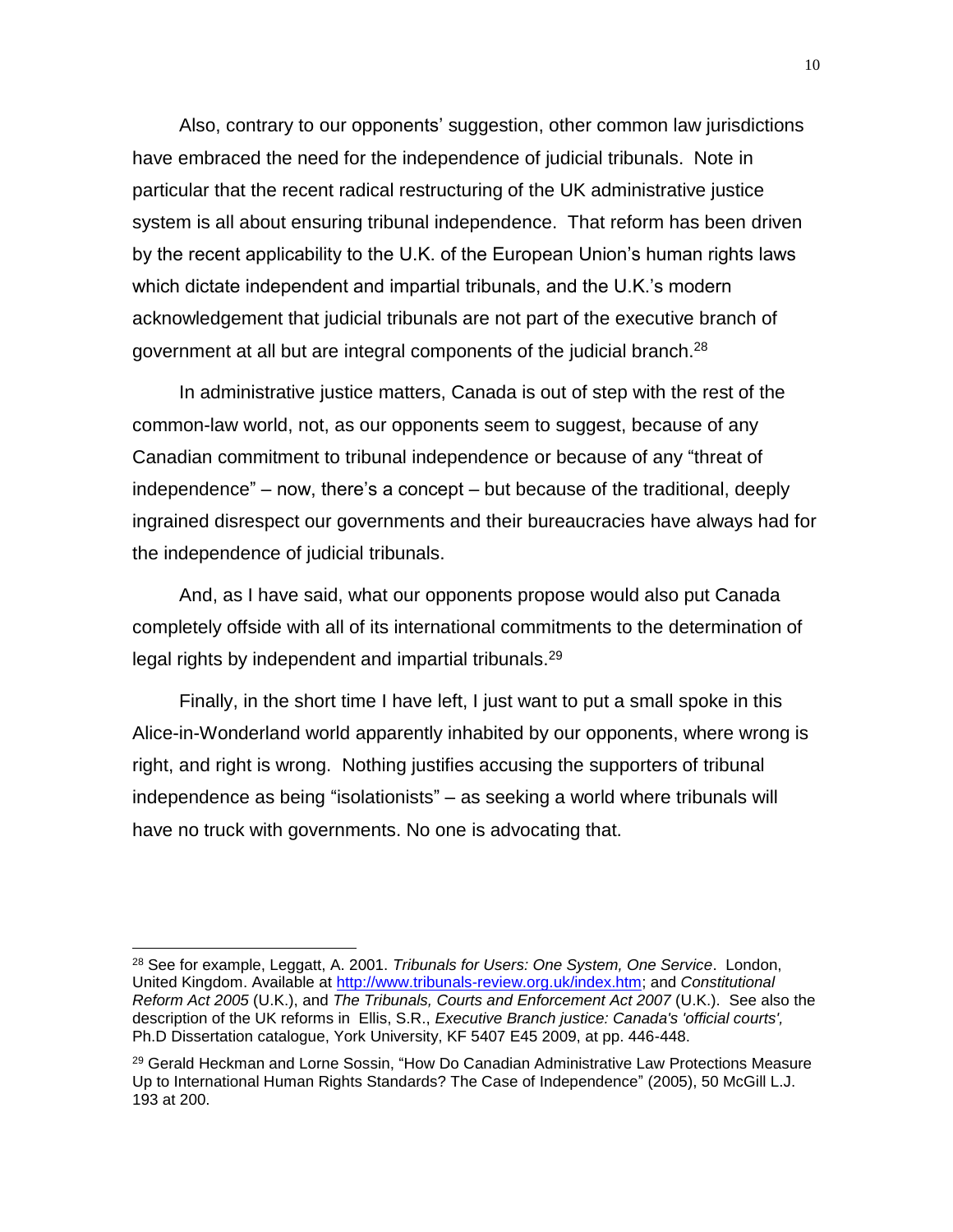Also, contrary to our opponents' suggestion, other common law jurisdictions have embraced the need for the independence of judicial tribunals. Note in particular that the recent radical restructuring of the UK administrative justice system is all about ensuring tribunal independence. That reform has been driven by the recent applicability to the U.K. of the European Union's human rights laws which dictate independent and impartial tribunals, and the U.K.'s modern acknowledgement that judicial tribunals are not part of the executive branch of government at all but are integral components of the judicial branch.[28]

In administrative justice matters, Canada is out of step with the rest of the common-law world, not, as our opponents seem to suggest, because of any Canadian commitment to tribunal independence or because of any "threat of independence" – now, there's a concept – but because of the traditional, deeply ingrained disrespect our governments and their bureaucracies have always had for the independence of judicial tribunals.

And, as I have said, what our opponents propose would also put Canada completely offside with all of its international commitments to the determination of legal rights by independent and impartial tribunals.[29]

Finally, in the short time I have left, I just want to put a small spoke in this Alice-in-Wonderland world apparently inhabited by our opponents, where wrong is right, and right is wrong. Nothing justifies accusing the supporters of tribunal independence as being "isolationists" – as seeking a world where tribunals will have no truck with governments. No one is advocating that.

---

[28] See for example, Leggatt, A. 2001. *Tribunals for Users: One System, One Service*. London, United Kingdom. Available at [http://www.tribunals-review.org.uk/index.htm](http://www.tribunals-review.org.uk/index.htm); and *Constitutional Reform Act 2005* (U.K.), and *The Tribunals, Courts and Enforcement Act 2007* (U.K.). See also the description of the UK reforms in Ellis, S.R., *Executive Branch justice: Canada's 'official courts',* Ph.D Dissertation catalogue, York University, KF 5407 E45 2009, at pp. 446-448.

[29] Gerald Heckman and Lorne Sossin, "How Do Canadian Administrative Law Protections Measure Up to International Human Rights Standards? The Case of Independence" (2005), 50 McGill L.J. 193 at 200.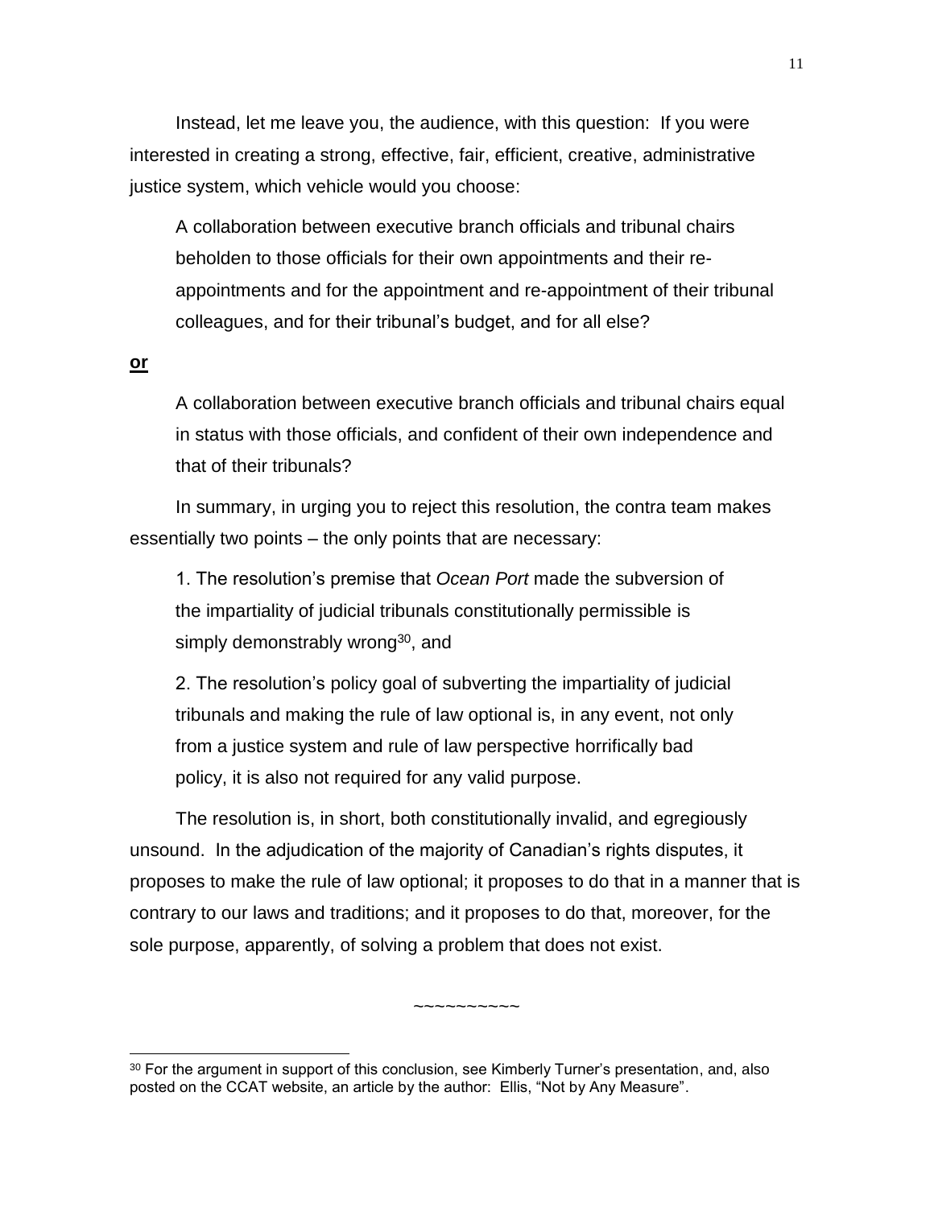Instead, let me leave you, the audience, with this question: If you were interested in creating a strong, effective, fair, efficient, creative, administrative justice system, which vehicle would you choose:

> A collaboration between executive branch officials and tribunal chairs beholden to those officials for their own appointments and their re-appointments and for the appointment and re-appointment of their tribunal colleagues, and for their tribunal's budget, and for all else?

**or**

> A collaboration between executive branch officials and tribunal chairs equal in status with those officials, and confident of their own independence and that of their tribunals?

In summary, in urging you to reject this resolution, the contra team makes essentially two points – the only points that are necessary:

> 1. The resolution's premise that *Ocean Port* made the subversion of the impartiality of judicial tribunals constitutionally permissible is simply demonstrably wrong[30], and
>
> 2. The resolution's policy goal of subverting the impartiality of judicial tribunals and making the rule of law optional is, in any event, not only from a justice system and rule of law perspective horrifically bad policy, it is also not required for any valid purpose.

The resolution is, in short, both constitutionally invalid, and egregiously unsound. In the adjudication of the majority of Canadian's rights disputes, it proposes to make the rule of law optional; it proposes to do that in a manner that is contrary to our laws and traditions; and it proposes to do that, moreover, for the sole purpose, apparently, of solving a problem that does not exist.

~~~~~~~~~~

[30] For the argument in support of this conclusion, see Kimberly Turner's presentation, and, also posted on the CCAT website, an article by the author: Ellis, "Not by Any Measure".